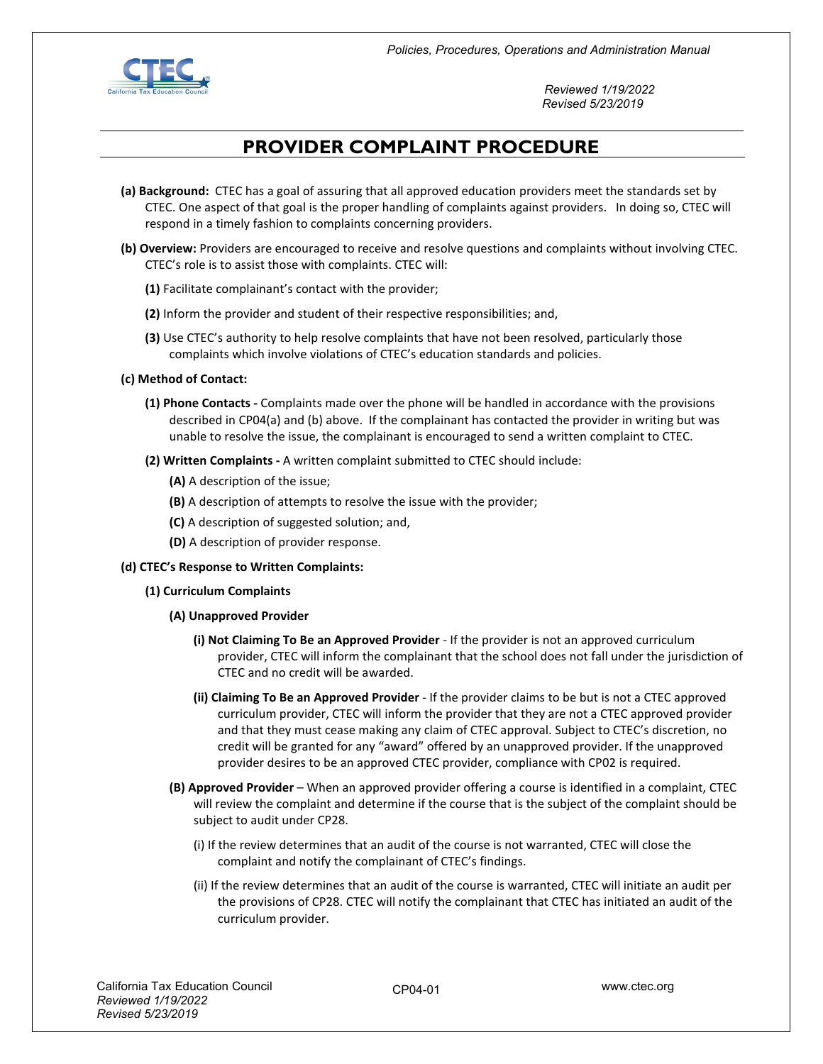# PROVIDER COMPLAINT PROCEDURE

**(a) Background:** CTEC has a goal of assuring that all approved education providers meet the standards set by CTEC. One aspect of that goal is the proper handling of complaints against providers. In doing so, CTEC will respond in a timely fashion to complaints concerning providers.

**(b) Overview:** Providers are encouraged to receive and resolve questions and complaints without involving CTEC. CTEC's role is to assist those with complaints. CTEC will:

- **(1)** Facilitate complainant's contact with the provider;
- **(2)** Inform the provider and student of their respective responsibilities; and,
- **(3)** Use CTEC's authority to help resolve complaints that have not been resolved, particularly those complaints which involve violations of CTEC's education standards and policies.

**(c) Method of Contact:**

- **(1) Phone Contacts -** Complaints made over the phone will be handled in accordance with the provisions described in CP04(a) and (b) above. If the complainant has contacted the provider in writing but was unable to resolve the issue, the complainant is encouraged to send a written complaint to CTEC.
- **(2) Written Complaints -** A written complaint submitted to CTEC should include:
  - **(A)** A description of the issue;
  - **(B)** A description of attempts to resolve the issue with the provider;
  - **(C)** A description of suggested solution; and,
  - **(D)** A description of provider response.

**(d) CTEC's Response to Written Complaints:**

- **(1) Curriculum Complaints**
  - **(A) Unapproved Provider**
    - **(i) Not Claiming To Be an Approved Provider** - If the provider is not an approved curriculum provider, CTEC will inform the complainant that the school does not fall under the jurisdiction of CTEC and no credit will be awarded.
    - **(ii) Claiming To Be an Approved Provider** - If the provider claims to be but is not a CTEC approved curriculum provider, CTEC will inform the provider that they are not a CTEC approved provider and that they must cease making any claim of CTEC approval. Subject to CTEC's discretion, no credit will be granted for any "award" offered by an unapproved provider. If the unapproved provider desires to be an approved CTEC provider, compliance with CP02 is required.
  - **(B) Approved Provider** – When an approved provider offering a course is identified in a complaint, CTEC will review the complaint and determine if the course that is the subject of the complaint should be subject to audit under CP28.
    - (i) If the review determines that an audit of the course is not warranted, CTEC will close the complaint and notify the complainant of CTEC's findings.
    - (ii) If the review determines that an audit of the course is warranted, CTEC will initiate an audit per the provisions of CP28. CTEC will notify the complainant that CTEC has initiated an audit of the curriculum provider.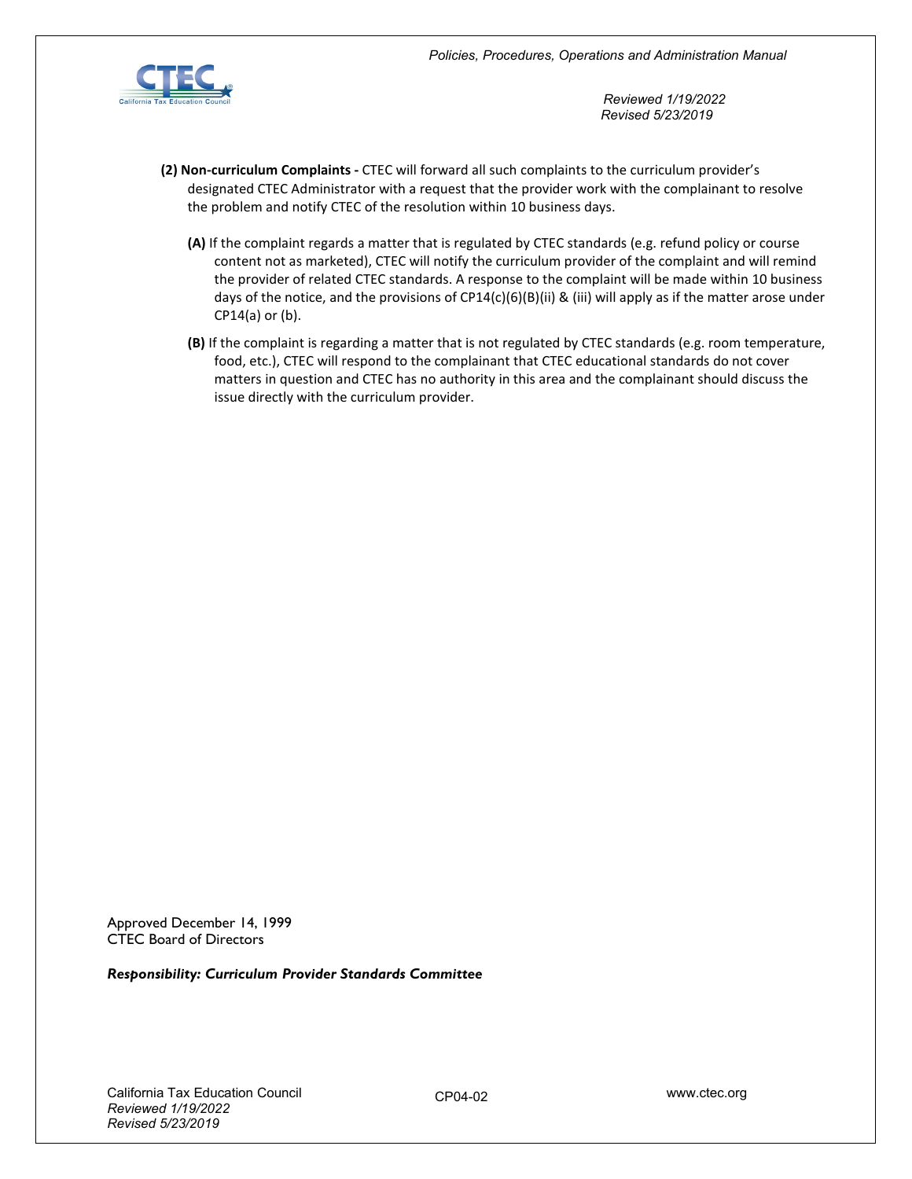**(2) Non-curriculum Complaints -** CTEC will forward all such complaints to the curriculum provider's designated CTEC Administrator with a request that the provider work with the complainant to resolve the problem and notify CTEC of the resolution within 10 business days.

**(A)** If the complaint regards a matter that is regulated by CTEC standards (e.g. refund policy or course content not as marketed), CTEC will notify the curriculum provider of the complaint and will remind the provider of related CTEC standards. A response to the complaint will be made within 10 business days of the notice, and the provisions of CP14(c)(6)(B)(ii) & (iii) will apply as if the matter arose under CP14(a) or (b).

**(B)** If the complaint is regarding a matter that is not regulated by CTEC standards (e.g. room temperature, food, etc.), CTEC will respond to the complainant that CTEC educational standards do not cover matters in question and CTEC has no authority in this area and the complainant should discuss the issue directly with the curriculum provider.

Approved December 14, 1999
CTEC Board of Directors

***Responsibility: Curriculum Provider Standards Committee***